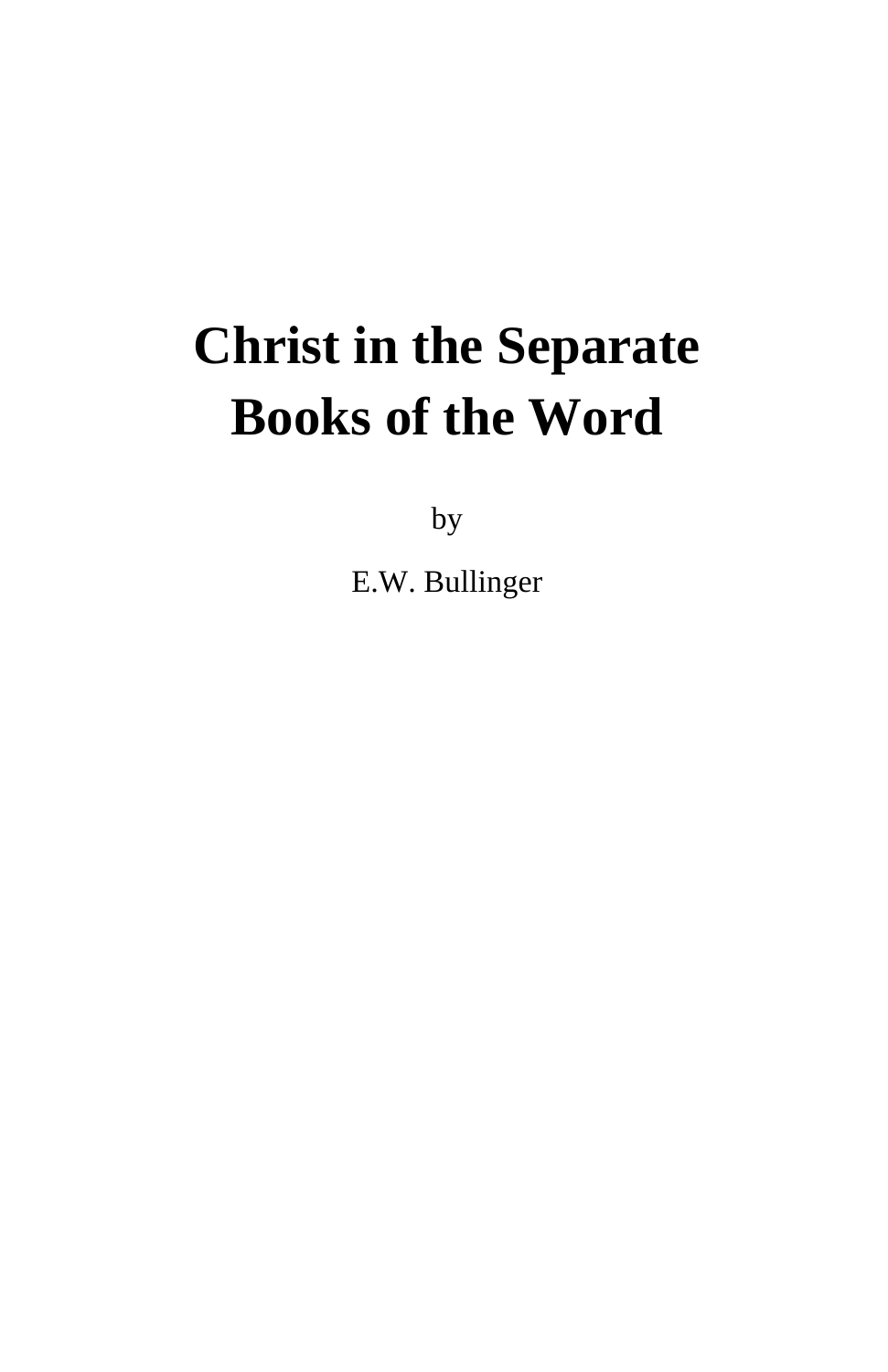# Christ in the Separate Books of the Word

by

E.W. Bullinger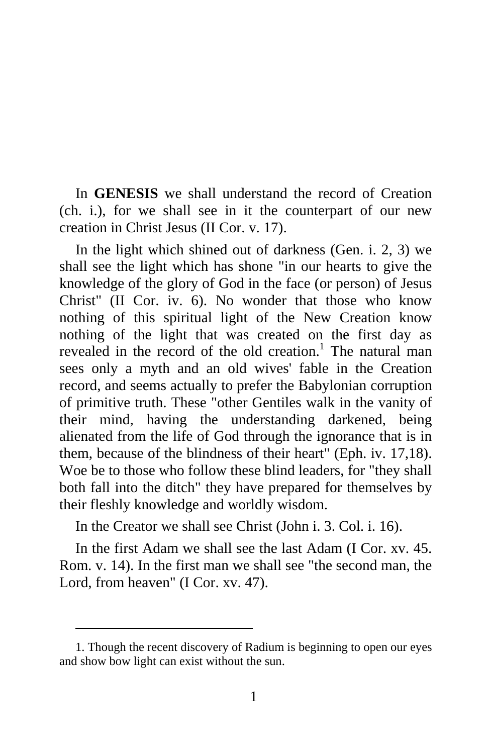In **GENESIS** we shall understand the record of Creation (ch. i.), for we shall see in it the counterpart of our new creation in Christ Jesus (II Cor. v. 17).

In the light which shined out of darkness (Gen. i. 2, 3) we shall see the light which has shone "in our hearts to give the knowledge of the glory of God in the face (or person) of Jesus Christ" (II Cor. iv. 6). No wonder that those who know nothing of this spiritual light of the New Creation know nothing of the light that was created on the first day as revealed in the record of the old creation.[1] The natural man sees only a myth and an old wives' fable in the Creation record, and seems actually to prefer the Babylonian corruption of primitive truth. These "other Gentiles walk in the vanity of their mind, having the understanding darkened, being alienated from the life of God through the ignorance that is in them, because of the blindness of their heart" (Eph. iv. 17,18). Woe be to those who follow these blind leaders, for "they shall both fall into the ditch" they have prepared for themselves by their fleshly knowledge and worldly wisdom.

In the Creator we shall see Christ (John i. 3. Col. i. 16).

In the first Adam we shall see the last Adam (I Cor. xv. 45. Rom. v. 14). In the first man we shall see "the second man, the Lord, from heaven" (I Cor. xv. 47).

---

1. Though the recent discovery of Radium is beginning to open our eyes and show bow light can exist without the sun.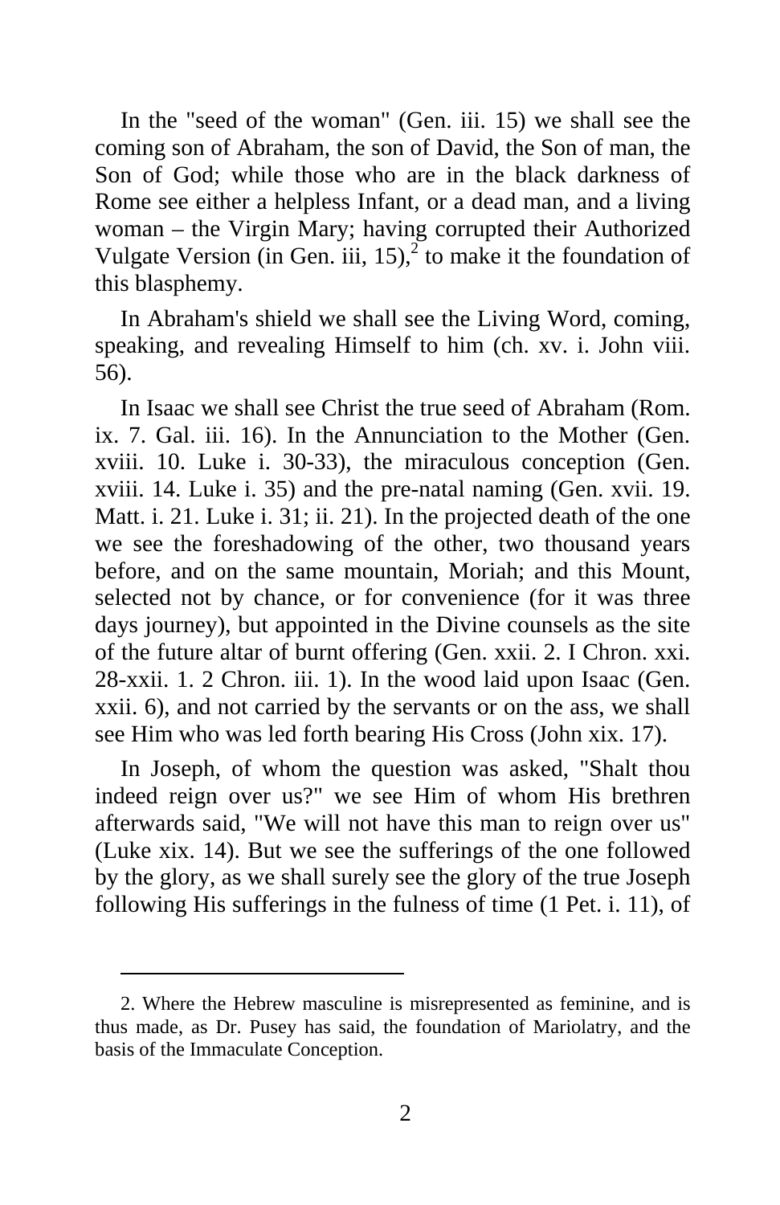In the "seed of the woman" (Gen. iii. 15) we shall see the coming son of Abraham, the son of David, the Son of man, the Son of God; while those who are in the black darkness of Rome see either a helpless Infant, or a dead man, and a living woman – the Virgin Mary; having corrupted their Authorized Vulgate Version (in Gen. iii, 15),[2] to make it the foundation of this blasphemy.

In Abraham's shield we shall see the Living Word, coming, speaking, and revealing Himself to him (ch. xv. i. John viii. 56).

In Isaac we shall see Christ the true seed of Abraham (Rom. ix. 7. Gal. iii. 16). In the Annunciation to the Mother (Gen. xviii. 10. Luke i. 30-33), the miraculous conception (Gen. xviii. 14. Luke i. 35) and the pre-natal naming (Gen. xvii. 19. Matt. i. 21. Luke i. 31; ii. 21). In the projected death of the one we see the foreshadowing of the other, two thousand years before, and on the same mountain, Moriah; and this Mount, selected not by chance, or for convenience (for it was three days journey), but appointed in the Divine counsels as the site of the future altar of burnt offering (Gen. xxii. 2. I Chron. xxi. 28-xxii. 1. 2 Chron. iii. 1). In the wood laid upon Isaac (Gen. xxii. 6), and not carried by the servants or on the ass, we shall see Him who was led forth bearing His Cross (John xix. 17).

In Joseph, of whom the question was asked, "Shalt thou indeed reign over us?" we see Him of whom His brethren afterwards said, "We will not have this man to reign over us" (Luke xix. 14). But we see the sufferings of the one followed by the glory, as we shall surely see the glory of the true Joseph following His sufferings in the fulness of time (1 Pet. i. 11), of

2. Where the Hebrew masculine is misrepresented as feminine, and is thus made, as Dr. Pusey has said, the foundation of Mariolatry, and the basis of the Immaculate Conception.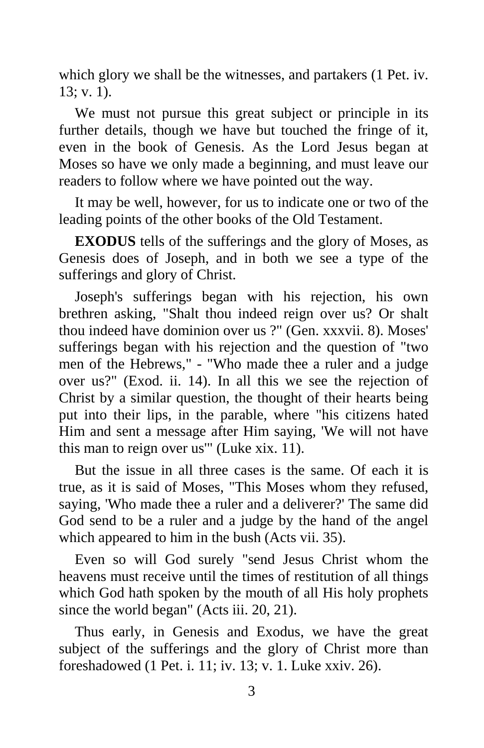which glory we shall be the witnesses, and partakers (1 Pet. iv. 13; v. 1).

We must not pursue this great subject or principle in its further details, though we have but touched the fringe of it, even in the book of Genesis. As the Lord Jesus began at Moses so have we only made a beginning, and must leave our readers to follow where we have pointed out the way.

It may be well, however, for us to indicate one or two of the leading points of the other books of the Old Testament.

**EXODUS** tells of the sufferings and the glory of Moses, as Genesis does of Joseph, and in both we see a type of the sufferings and glory of Christ.

Joseph's sufferings began with his rejection, his own brethren asking, "Shalt thou indeed reign over us? Or shalt thou indeed have dominion over us ?" (Gen. xxxvii. 8). Moses' sufferings began with his rejection and the question of "two men of the Hebrews," - "Who made thee a ruler and a judge over us?" (Exod. ii. 14). In all this we see the rejection of Christ by a similar question, the thought of their hearts being put into their lips, in the parable, where "his citizens hated Him and sent a message after Him saying, 'We will not have this man to reign over us'" (Luke xix. 11).

But the issue in all three cases is the same. Of each it is true, as it is said of Moses, "This Moses whom they refused, saying, 'Who made thee a ruler and a deliverer?' The same did God send to be a ruler and a judge by the hand of the angel which appeared to him in the bush (Acts vii. 35).

Even so will God surely "send Jesus Christ whom the heavens must receive until the times of restitution of all things which God hath spoken by the mouth of all His holy prophets since the world began" (Acts iii. 20, 21).

Thus early, in Genesis and Exodus, we have the great subject of the sufferings and the glory of Christ more than foreshadowed (1 Pet. i. 11; iv. 13; v. 1. Luke xxiv. 26).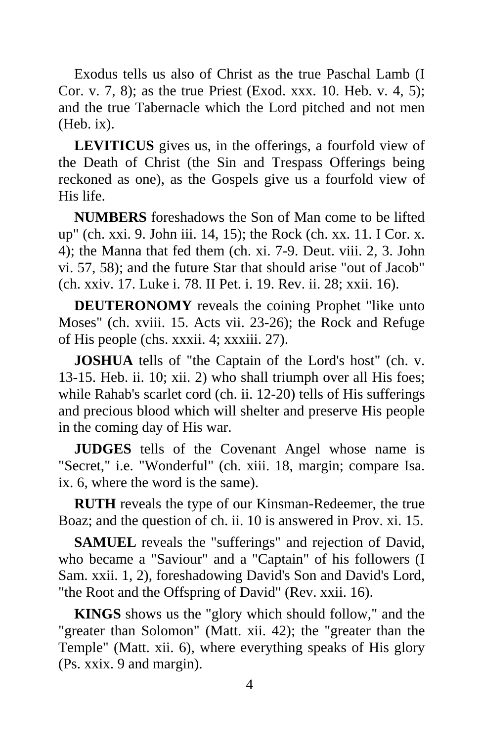Exodus tells us also of Christ as the true Paschal Lamb (I Cor. v. 7, 8); as the true Priest (Exod. xxx. 10. Heb. v. 4, 5); and the true Tabernacle which the Lord pitched and not men (Heb. ix).

**LEVITICUS** gives us, in the offerings, a fourfold view of the Death of Christ (the Sin and Trespass Offerings being reckoned as one), as the Gospels give us a fourfold view of His life.

**NUMBERS** foreshadows the Son of Man come to be lifted up" (ch. xxi. 9. John iii. 14, 15); the Rock (ch. xx. 11. I Cor. x. 4); the Manna that fed them (ch. xi. 7-9. Deut. viii. 2, 3. John vi. 57, 58); and the future Star that should arise "out of Jacob" (ch. xxiv. 17. Luke i. 78. II Pet. i. 19. Rev. ii. 28; xxii. 16).

**DEUTERONOMY** reveals the coining Prophet "like unto Moses" (ch. xviii. 15. Acts vii. 23-26); the Rock and Refuge of His people (chs. xxxii. 4; xxxiii. 27).

**JOSHUA** tells of "the Captain of the Lord's host" (ch. v. 13-15. Heb. ii. 10; xii. 2) who shall triumph over all His foes; while Rahab's scarlet cord (ch. ii. 12-20) tells of His sufferings and precious blood which will shelter and preserve His people in the coming day of His war.

**JUDGES** tells of the Covenant Angel whose name is "Secret," i.e. "Wonderful" (ch. xiii. 18, margin; compare Isa. ix. 6, where the word is the same).

**RUTH** reveals the type of our Kinsman-Redeemer, the true Boaz; and the question of ch. ii. 10 is answered in Prov. xi. 15.

**SAMUEL** reveals the "sufferings" and rejection of David, who became a "Saviour" and a "Captain" of his followers (I Sam. xxii. 1, 2), foreshadowing David's Son and David's Lord, "the Root and the Offspring of David" (Rev. xxii. 16).

**KINGS** shows us the "glory which should follow," and the "greater than Solomon" (Matt. xii. 42); the "greater than the Temple" (Matt. xii. 6), where everything speaks of His glory (Ps. xxix. 9 and margin).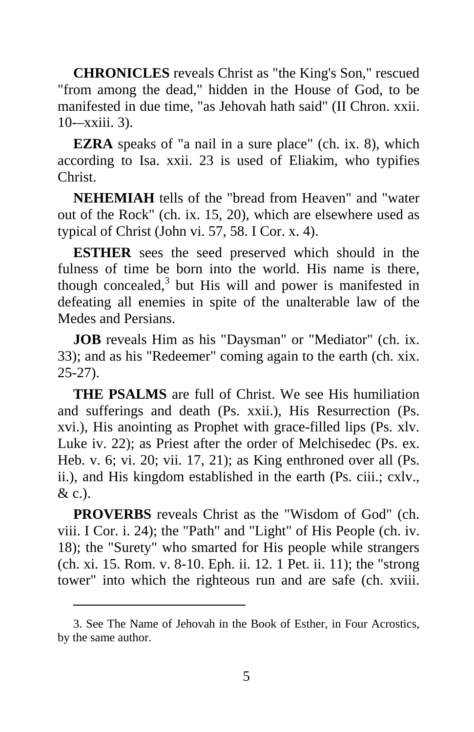**CHRONICLES** reveals Christ as "the King's Son," rescued "from among the dead," hidden in the House of God, to be manifested in due time, "as Jehovah hath said" (II Chron. xxii. 10-–xxiii. 3).

**EZRA** speaks of "a nail in a sure place" (ch. ix. 8), which according to Isa. xxii. 23 is used of Eliakim, who typifies Christ.

**NEHEMIAH** tells of the "bread from Heaven" and "water out of the Rock" (ch. ix. 15, 20), which are elsewhere used as typical of Christ (John vi. 57, 58. I Cor. x. 4).

**ESTHER** sees the seed preserved which should in the fulness of time be born into the world. His name is there, though concealed,[3] but His will and power is manifested in defeating all enemies in spite of the unalterable law of the Medes and Persians.

**JOB** reveals Him as his "Daysman" or "Mediator" (ch. ix. 33); and as his "Redeemer" coming again to the earth (ch. xix. 25-27).

**THE PSALMS** are full of Christ. We see His humiliation and sufferings and death (Ps. xxii.), His Resurrection (Ps. xvi.), His anointing as Prophet with grace-filled lips (Ps. xlv. Luke iv. 22); as Priest after the order of Melchisedec (Ps. ex. Heb. v. 6; vi. 20; vii. 17, 21); as King enthroned over all (Ps. ii.), and His kingdom established in the earth (Ps. ciii.; cxlv., & c.).

**PROVERBS** reveals Christ as the "Wisdom of God" (ch. viii. I Cor. i. 24); the "Path" and "Light" of His People (ch. iv. 18); the "Surety" who smarted for His people while strangers (ch. xi. 15. Rom. v. 8-10. Eph. ii. 12. 1 Pet. ii. 11); the "strong tower" into which the righteous run and are safe (ch. xviii.

---

3. See The Name of Jehovah in the Book of Esther, in Four Acrostics, by the same author.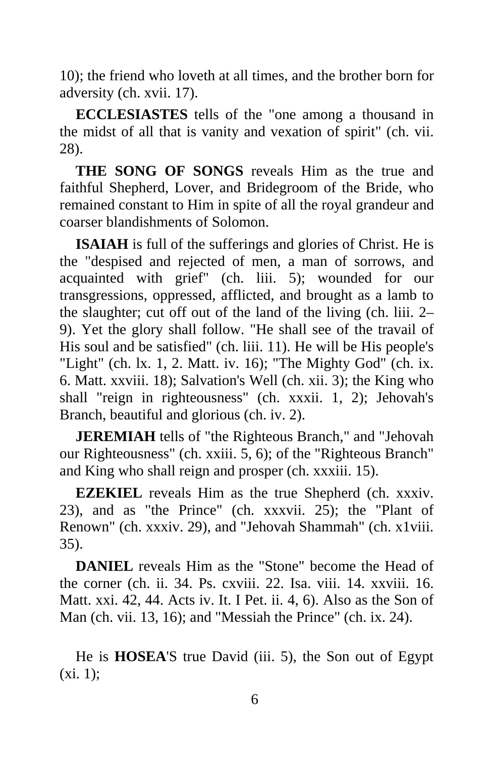10); the friend who loveth at all times, and the brother born for adversity (ch. xvii. 17).

**ECCLESIASTES** tells of the "one among a thousand in the midst of all that is vanity and vexation of spirit" (ch. vii. 28).

**THE SONG OF SONGS** reveals Him as the true and faithful Shepherd, Lover, and Bridegroom of the Bride, who remained constant to Him in spite of all the royal grandeur and coarser blandishments of Solomon.

**ISAIAH** is full of the sufferings and glories of Christ. He is the "despised and rejected of men, a man of sorrows, and acquainted with grief" (ch. liii. 5); wounded for our transgressions, oppressed, afflicted, and brought as a lamb to the slaughter; cut off out of the land of the living (ch. liii. 2–9). Yet the glory shall follow. "He shall see of the travail of His soul and be satisfied" (ch. liii. 11). He will be His people's "Light" (ch. lx. 1, 2. Matt. iv. 16); "The Mighty God" (ch. ix. 6. Matt. xxviii. 18); Salvation's Well (ch. xii. 3); the King who shall "reign in righteousness" (ch. xxxii. 1, 2); Jehovah's Branch, beautiful and glorious (ch. iv. 2).

**JEREMIAH** tells of "the Righteous Branch," and "Jehovah our Righteousness" (ch. xxiii. 5, 6); of the "Righteous Branch" and King who shall reign and prosper (ch. xxxiii. 15).

**EZEKIEL** reveals Him as the true Shepherd (ch. xxxiv. 23), and as "the Prince" (ch. xxxvii. 25); the "Plant of Renown" (ch. xxxiv. 29), and "Jehovah Shammah" (ch. x1viii. 35).

**DANIEL** reveals Him as the "Stone" become the Head of the corner (ch. ii. 34. Ps. cxviii. 22. Isa. viii. 14. xxviii. 16. Matt. xxi. 42, 44. Acts iv. It. I Pet. ii. 4, 6). Also as the Son of Man (ch. vii. 13, 16); and "Messiah the Prince" (ch. ix. 24).

He is **HOSEA**'S true David (iii. 5), the Son out of Egypt (xi. 1);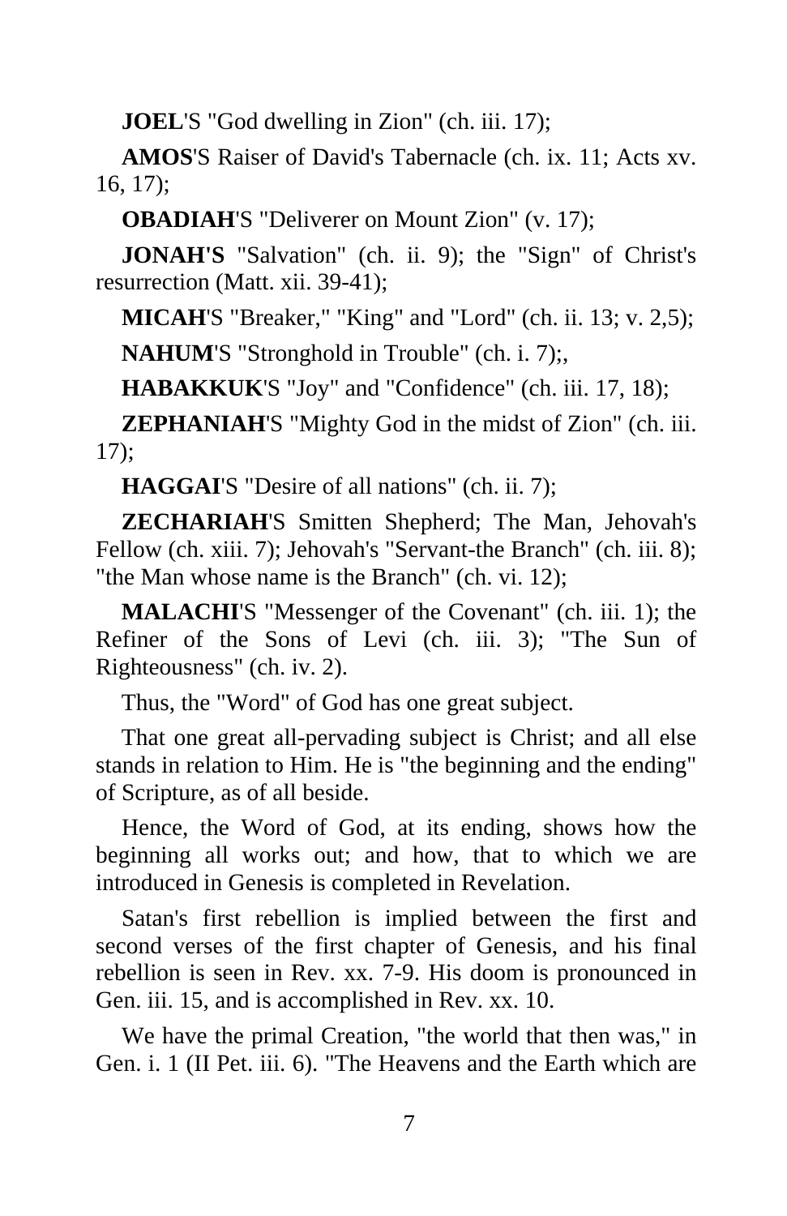**JOEL**'S "God dwelling in Zion" (ch. iii. 17);

**AMOS**'S Raiser of David's Tabernacle (ch. ix. 11; Acts xv. 16, 17);

**OBADIAH**'S "Deliverer on Mount Zion" (v. 17);

**JONAH'S** "Salvation" (ch. ii. 9); the "Sign" of Christ's resurrection (Matt. xii. 39-41);

**MICAH**'S "Breaker," "King" and "Lord" (ch. ii. 13; v. 2,5);

**NAHUM**'S "Stronghold in Trouble" (ch. i. 7);,

**HABAKKUK**'S "Joy" and "Confidence" (ch. iii. 17, 18);

**ZEPHANIAH**'S "Mighty God in the midst of Zion" (ch. iii. 17);

**HAGGAI**'S "Desire of all nations" (ch. ii. 7);

**ZECHARIAH**'S Smitten Shepherd; The Man, Jehovah's Fellow (ch. xiii. 7); Jehovah's "Servant-the Branch" (ch. iii. 8); "the Man whose name is the Branch" (ch. vi. 12);

**MALACHI**'S "Messenger of the Covenant" (ch. iii. 1); the Refiner of the Sons of Levi (ch. iii. 3); "The Sun of Righteousness" (ch. iv. 2).

Thus, the "Word" of God has one great subject.

That one great all-pervading subject is Christ; and all else stands in relation to Him. He is "the beginning and the ending" of Scripture, as of all beside.

Hence, the Word of God, at its ending, shows how the beginning all works out; and how, that to which we are introduced in Genesis is completed in Revelation.

Satan's first rebellion is implied between the first and second verses of the first chapter of Genesis, and his final rebellion is seen in Rev. xx. 7-9. His doom is pronounced in Gen. iii. 15, and is accomplished in Rev. xx. 10.

We have the primal Creation, "the world that then was," in Gen. i. 1 (II Pet. iii. 6). "The Heavens and the Earth which are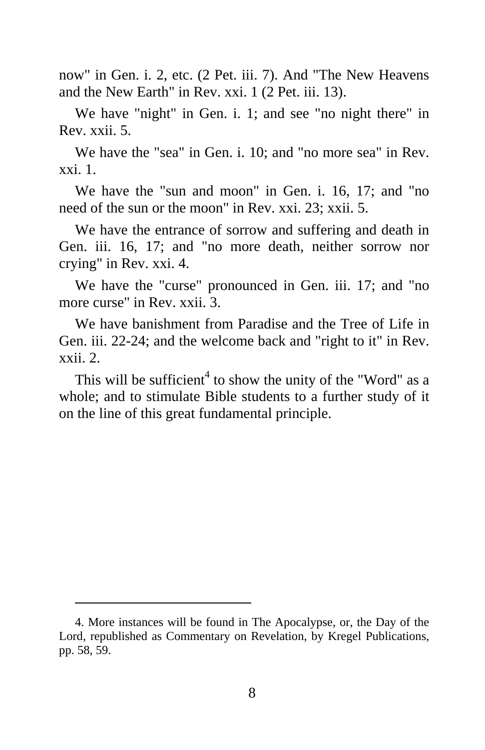now" in Gen. i. 2, etc. (2 Pet. iii. 7). And "The New Heavens and the New Earth" in Rev. xxi. 1 (2 Pet. iii. 13).

We have "night" in Gen. i. 1; and see "no night there" in Rev. xxii. 5.

We have the "sea" in Gen. i. 10; and "no more sea" in Rev. xxi. 1.

We have the "sun and moon" in Gen. i. 16, 17; and "no need of the sun or the moon" in Rev. xxi. 23; xxii. 5.

We have the entrance of sorrow and suffering and death in Gen. iii. 16, 17; and "no more death, neither sorrow nor crying" in Rev. xxi. 4.

We have the "curse" pronounced in Gen. iii. 17; and "no more curse" in Rev. xxii. 3.

We have banishment from Paradise and the Tree of Life in Gen. iii. 22-24; and the welcome back and "right to it" in Rev. xxii. 2.

This will be sufficient[4] to show the unity of the "Word" as a whole; and to stimulate Bible students to a further study of it on the line of this great fundamental principle.

---

4. More instances will be found in The Apocalypse, or, the Day of the Lord, republished as Commentary on Revelation, by Kregel Publications, pp. 58, 59.